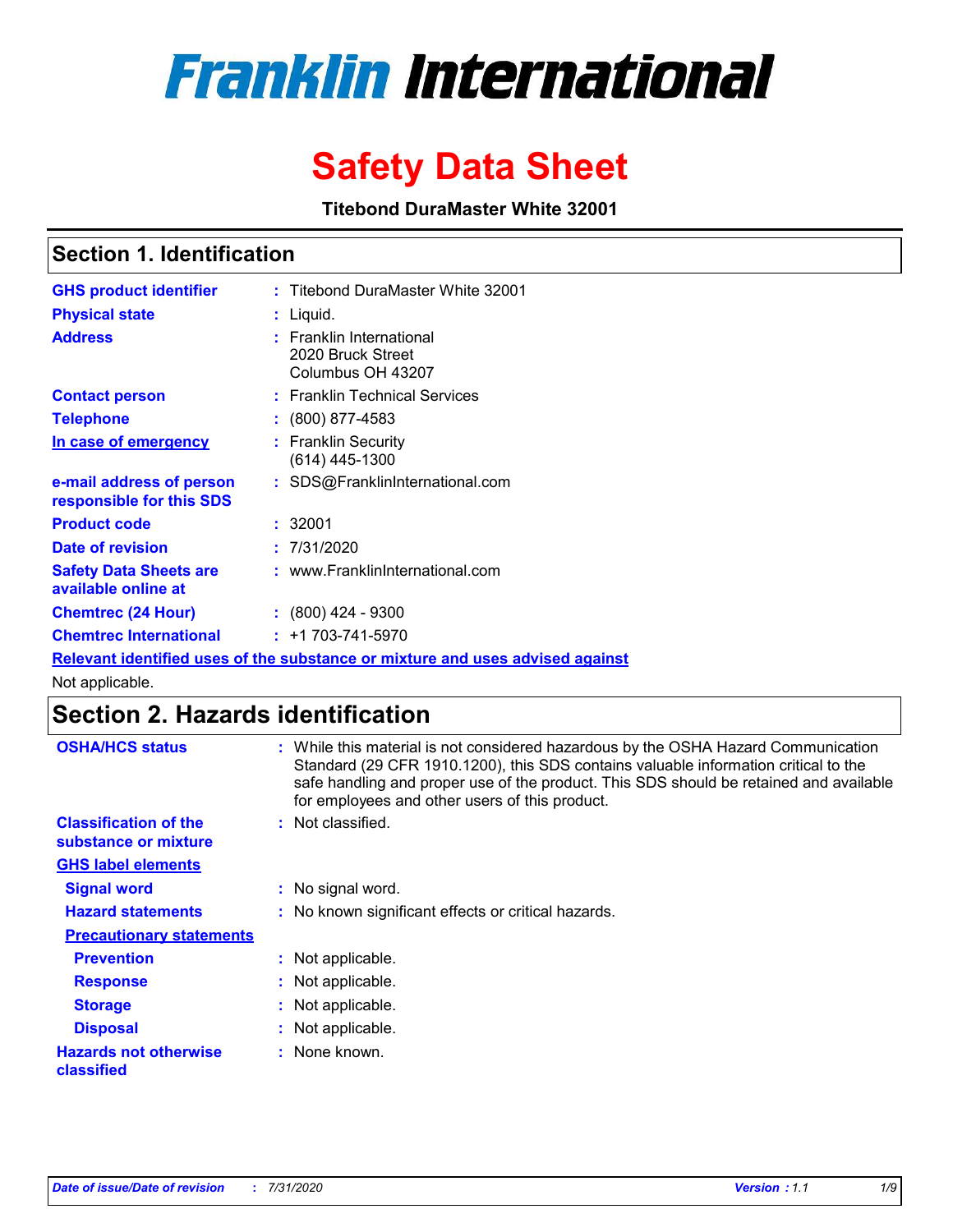# Franklin International

# Safety Data Sheet

**Titebond DuraMaster White 32001**

## Section 1. Identification

| | |
|---|---|
| **GHS product identifier** | : Titebond DuraMaster White 32001 |
| **Physical state** | : Liquid. |
| **Address** | : Franklin International<br>2020 Bruck Street<br>Columbus OH 43207 |
| **Contact person** | : Franklin Technical Services |
| **Telephone** | : (800) 877-4583 |
| **In case of emergency** | : Franklin Security<br>(614) 445-1300 |
| **e-mail address of person responsible for this SDS** | : SDS@FranklinInternational.com |
| **Product code** | : 32001 |
| **Date of revision** | : 7/31/2020 |
| **Safety Data Sheets are available online at** | : www.FranklinInternational.com |
| **Chemtrec (24 Hour)** | : (800) 424 - 9300 |
| **Chemtrec International** | : +1 703-741-5970 |

**Relevant identified uses of the substance or mixture and uses advised against**

Not applicable.

## Section 2. Hazards identification

| | |
|---|---|
| **OSHA/HCS status** | : While this material is not considered hazardous by the OSHA Hazard Communication Standard (29 CFR 1910.1200), this SDS contains valuable information critical to the safe handling and proper use of the product. This SDS should be retained and available for employees and other users of this product. |
| **Classification of the substance or mixture** | : Not classified. |

**GHS label elements**

| | |
|---|---|
| **Signal word** | : No signal word. |
| **Hazard statements** | : No known significant effects or critical hazards. |

**Precautionary statements**

| | |
|---|---|
| **Prevention** | : Not applicable. |
| **Response** | : Not applicable. |
| **Storage** | : Not applicable. |
| **Disposal** | : Not applicable. |
| **Hazards not otherwise classified** | : None known. |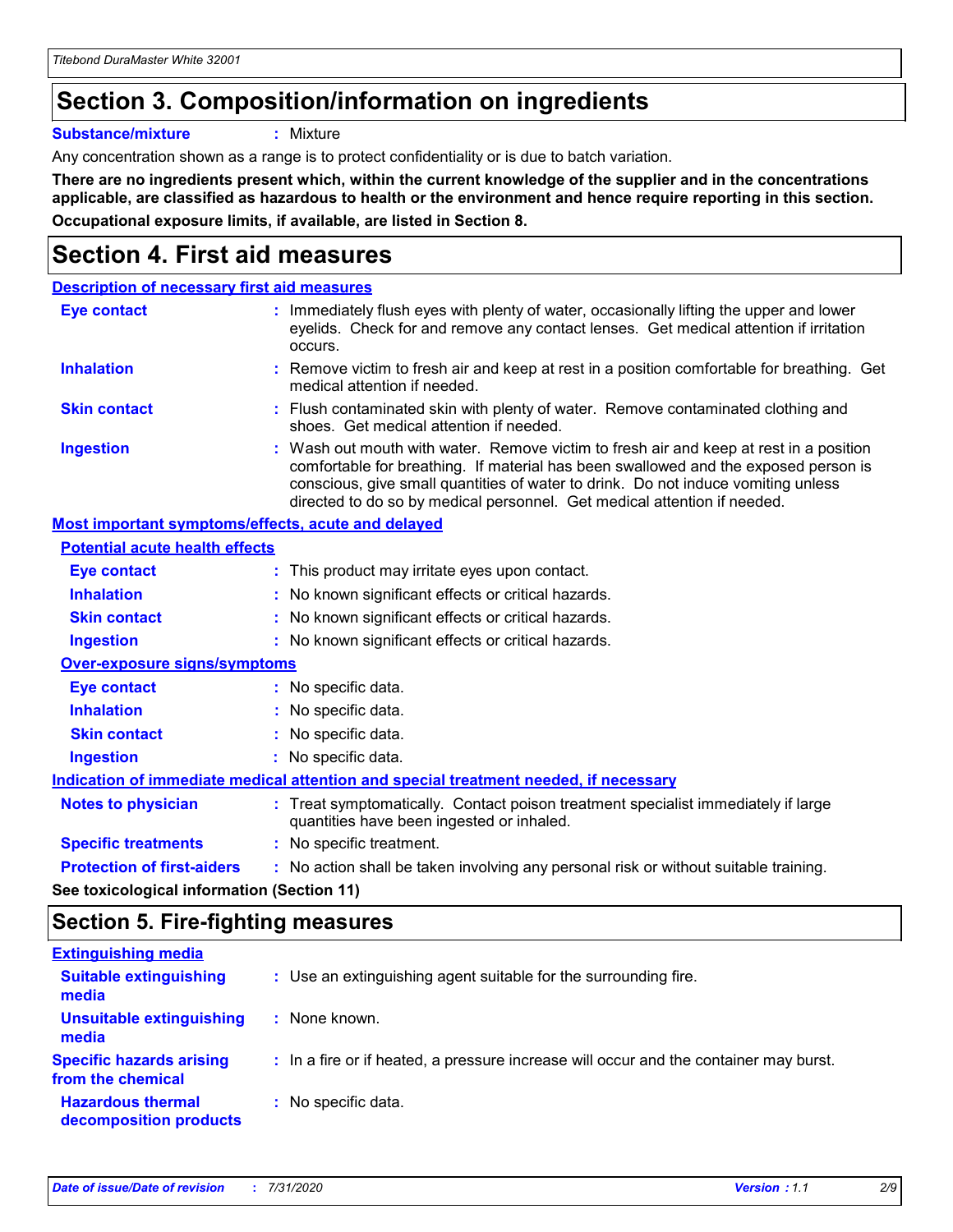# Section 3. Composition/information on ingredients

**Substance/mixture** : Mixture

Any concentration shown as a range is to protect confidentiality or is due to batch variation.

**There are no ingredients present which, within the current knowledge of the supplier and in the concentrations applicable, are classified as hazardous to health or the environment and hence require reporting in this section.**

**Occupational exposure limits, if available, are listed in Section 8.**

# Section 4. First aid measures

## Description of necessary first aid measures

**Eye contact** : Immediately flush eyes with plenty of water, occasionally lifting the upper and lower eyelids. Check for and remove any contact lenses. Get medical attention if irritation occurs.

**Inhalation** : Remove victim to fresh air and keep at rest in a position comfortable for breathing. Get medical attention if needed.

**Skin contact** : Flush contaminated skin with plenty of water. Remove contaminated clothing and shoes. Get medical attention if needed.

**Ingestion** : Wash out mouth with water. Remove victim to fresh air and keep at rest in a position comfortable for breathing. If material has been swallowed and the exposed person is conscious, give small quantities of water to drink. Do not induce vomiting unless directed to do so by medical personnel. Get medical attention if needed.

## Most important symptoms/effects, acute and delayed

### Potential acute health effects

**Eye contact** : This product may irritate eyes upon contact.

**Inhalation** : No known significant effects or critical hazards.

**Skin contact** : No known significant effects or critical hazards.

**Ingestion** : No known significant effects or critical hazards.

### Over-exposure signs/symptoms

**Eye contact** : No specific data.

**Inhalation** : No specific data.

**Skin contact** : No specific data.

**Ingestion** : No specific data.

## Indication of immediate medical attention and special treatment needed, if necessary

**Notes to physician** : Treat symptomatically. Contact poison treatment specialist immediately if large quantities have been ingested or inhaled.

**Specific treatments** : No specific treatment.

**Protection of first-aiders** : No action shall be taken involving any personal risk or without suitable training.

**See toxicological information (Section 11)**

# Section 5. Fire-fighting measures

## Extinguishing media

**Suitable extinguishing media** : Use an extinguishing agent suitable for the surrounding fire.

**Unsuitable extinguishing media** : None known.

**Specific hazards arising from the chemical** : In a fire or if heated, a pressure increase will occur and the container may burst.

**Hazardous thermal decomposition products** : No specific data.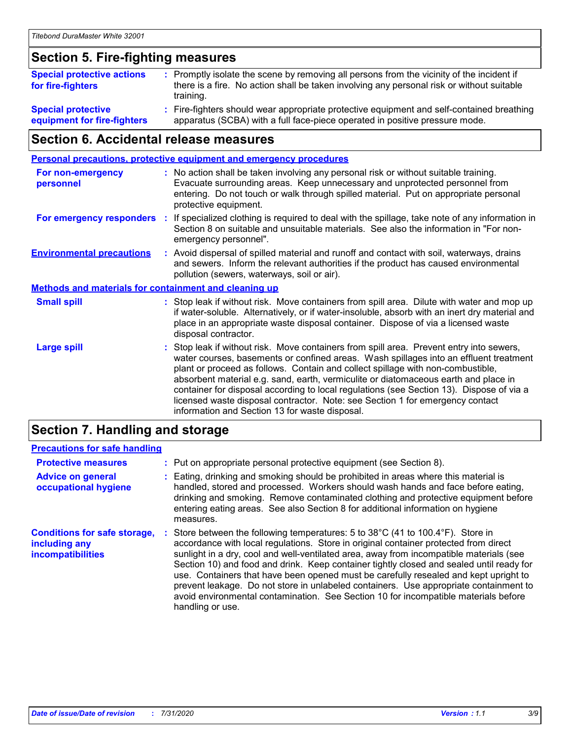## Section 5. Fire-fighting measures

**Special protective actions for fire-fighters** : Promptly isolate the scene by removing all persons from the vicinity of the incident if there is a fire. No action shall be taken involving any personal risk or without suitable training.

**Special protective equipment for fire-fighters** : Fire-fighters should wear appropriate protective equipment and self-contained breathing apparatus (SCBA) with a full face-piece operated in positive pressure mode.

## Section 6. Accidental release measures

### Personal precautions, protective equipment and emergency procedures

**For non-emergency personnel** : No action shall be taken involving any personal risk or without suitable training. Evacuate surrounding areas. Keep unnecessary and unprotected personnel from entering. Do not touch or walk through spilled material. Put on appropriate personal protective equipment.

**For emergency responders** : If specialized clothing is required to deal with the spillage, take note of any information in Section 8 on suitable and unsuitable materials. See also the information in "For non-emergency personnel".

**Environmental precautions** : Avoid dispersal of spilled material and runoff and contact with soil, waterways, drains and sewers. Inform the relevant authorities if the product has caused environmental pollution (sewers, waterways, soil or air).

### Methods and materials for containment and cleaning up

**Small spill** : Stop leak if without risk. Move containers from spill area. Dilute with water and mop up if water-soluble. Alternatively, or if water-insoluble, absorb with an inert dry material and place in an appropriate waste disposal container. Dispose of via a licensed waste disposal contractor.

**Large spill** : Stop leak if without risk. Move containers from spill area. Prevent entry into sewers, water courses, basements or confined areas. Wash spillages into an effluent treatment plant or proceed as follows. Contain and collect spillage with non-combustible, absorbent material e.g. sand, earth, vermiculite or diatomaceous earth and place in container for disposal according to local regulations (see Section 13). Dispose of via a licensed waste disposal contractor. Note: see Section 1 for emergency contact information and Section 13 for waste disposal.

## Section 7. Handling and storage

### Precautions for safe handling

**Protective measures** : Put on appropriate personal protective equipment (see Section 8).

**Advice on general occupational hygiene** : Eating, drinking and smoking should be prohibited in areas where this material is handled, stored and processed. Workers should wash hands and face before eating, drinking and smoking. Remove contaminated clothing and protective equipment before entering eating areas. See also Section 8 for additional information on hygiene measures.

**Conditions for safe storage, including any incompatibilities** : Store between the following temperatures: 5 to 38°C (41 to 100.4°F). Store in accordance with local regulations. Store in original container protected from direct sunlight in a dry, cool and well-ventilated area, away from incompatible materials (see Section 10) and food and drink. Keep container tightly closed and sealed until ready for use. Containers that have been opened must be carefully resealed and kept upright to prevent leakage. Do not store in unlabeled containers. Use appropriate containment to avoid environmental contamination. See Section 10 for incompatible materials before handling or use.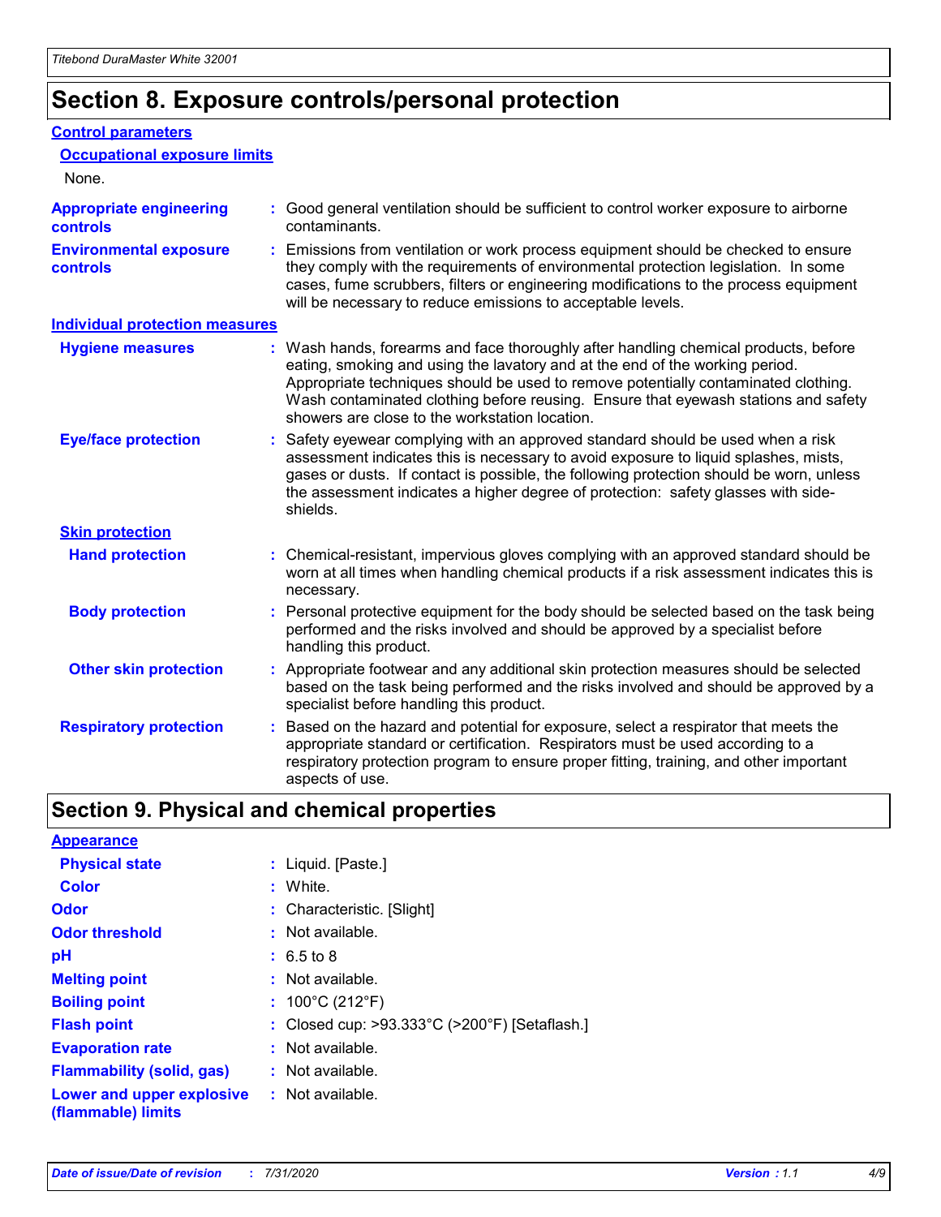## Section 8. Exposure controls/personal protection

### Control parameters

#### Occupational exposure limits

None.

**Appropriate engineering controls** : Good general ventilation should be sufficient to control worker exposure to airborne contaminants.

**Environmental exposure controls** : Emissions from ventilation or work process equipment should be checked to ensure they comply with the requirements of environmental protection legislation. In some cases, fume scrubbers, filters or engineering modifications to the process equipment will be necessary to reduce emissions to acceptable levels.

### Individual protection measures

**Hygiene measures** : Wash hands, forearms and face thoroughly after handling chemical products, before eating, smoking and using the lavatory and at the end of the working period. Appropriate techniques should be used to remove potentially contaminated clothing. Wash contaminated clothing before reusing. Ensure that eyewash stations and safety showers are close to the workstation location.

**Eye/face protection** : Safety eyewear complying with an approved standard should be used when a risk assessment indicates this is necessary to avoid exposure to liquid splashes, mists, gases or dusts. If contact is possible, the following protection should be worn, unless the assessment indicates a higher degree of protection: safety glasses with side-shields.

#### Skin protection

**Hand protection** : Chemical-resistant, impervious gloves complying with an approved standard should be worn at all times when handling chemical products if a risk assessment indicates this is necessary.

**Body protection** : Personal protective equipment for the body should be selected based on the task being performed and the risks involved and should be approved by a specialist before handling this product.

**Other skin protection** : Appropriate footwear and any additional skin protection measures should be selected based on the task being performed and the risks involved and should be approved by a specialist before handling this product.

**Respiratory protection** : Based on the hazard and potential for exposure, select a respirator that meets the appropriate standard or certification. Respirators must be used according to a respiratory protection program to ensure proper fitting, training, and other important aspects of use.

## Section 9. Physical and chemical properties

### Appearance

**Physical state** : Liquid. [Paste.]

**Color** : White.

**Odor** : Characteristic. [Slight]

**Odor threshold** : Not available.

**pH** : 6.5 to 8

**Melting point** : Not available.

**Boiling point** : 100°C (212°F)

**Flash point** : Closed cup: >93.333°C (>200°F) [Setaflash.]

**Evaporation rate** : Not available.

**Flammability (solid, gas)** : Not available.

**Lower and upper explosive (flammable) limits** : Not available.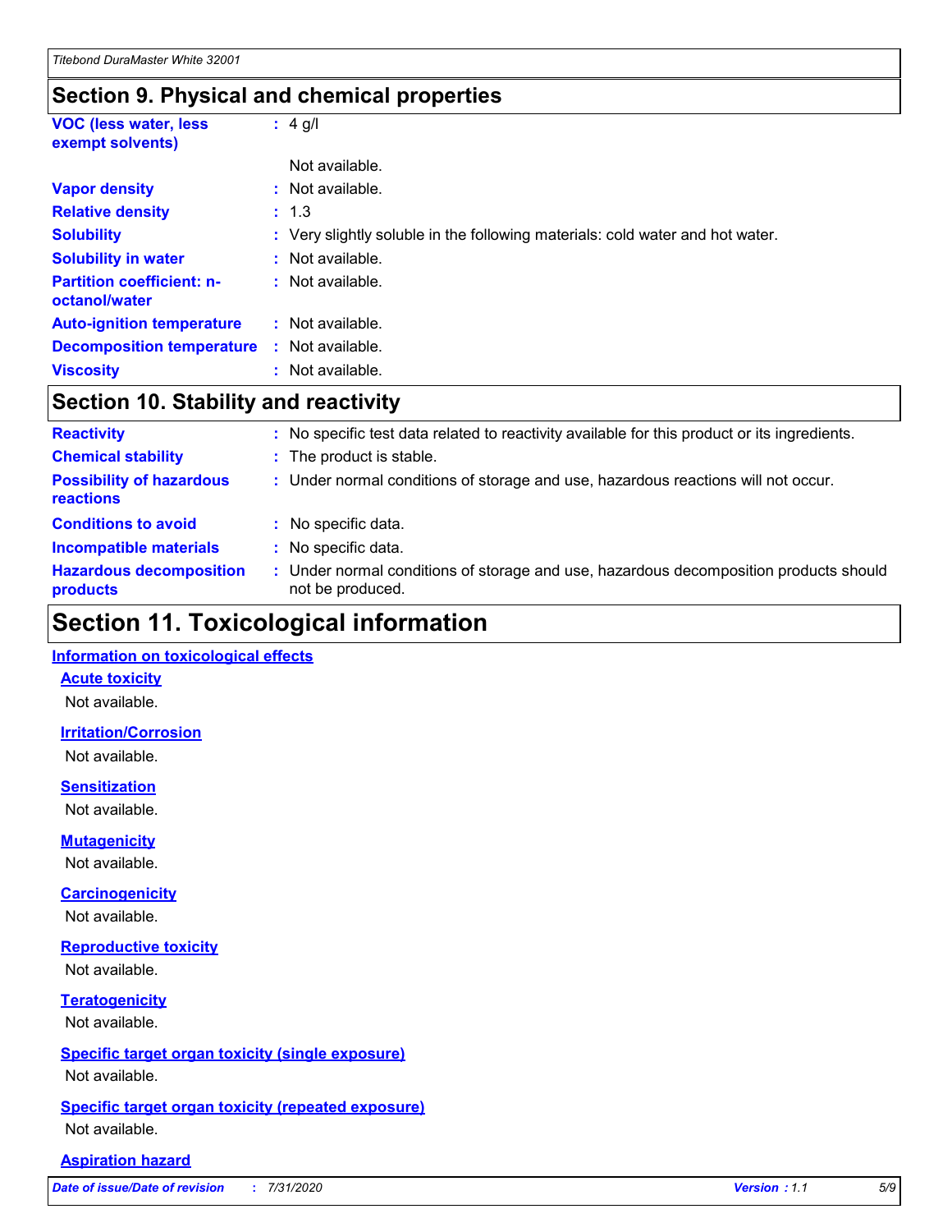## Section 9. Physical and chemical properties

| | |
|---|---|
| **VOC (less water, less exempt solvents)** | : 4 g/l |
| | Not available. |
| **Vapor density** | : Not available. |
| **Relative density** | : 1.3 |
| **Solubility** | : Very slightly soluble in the following materials: cold water and hot water. |
| **Solubility in water** | : Not available. |
| **Partition coefficient: n-octanol/water** | : Not available. |
| **Auto-ignition temperature** | : Not available. |
| **Decomposition temperature** | : Not available. |
| **Viscosity** | : Not available. |

## Section 10. Stability and reactivity

| | |
|---|---|
| **Reactivity** | : No specific test data related to reactivity available for this product or its ingredients. |
| **Chemical stability** | : The product is stable. |
| **Possibility of hazardous reactions** | : Under normal conditions of storage and use, hazardous reactions will not occur. |
| **Conditions to avoid** | : No specific data. |
| **Incompatible materials** | : No specific data. |
| **Hazardous decomposition products** | : Under normal conditions of storage and use, hazardous decomposition products should not be produced. |

## Section 11. Toxicological information

**Information on toxicological effects**

**Acute toxicity**

Not available.

**Irritation/Corrosion**

Not available.

**Sensitization**

Not available.

**Mutagenicity**

Not available.

**Carcinogenicity**

Not available.

**Reproductive toxicity**

Not available.

**Teratogenicity**

Not available.

**Specific target organ toxicity (single exposure)**

Not available.

**Specific target organ toxicity (repeated exposure)**

Not available.

**Aspiration hazard**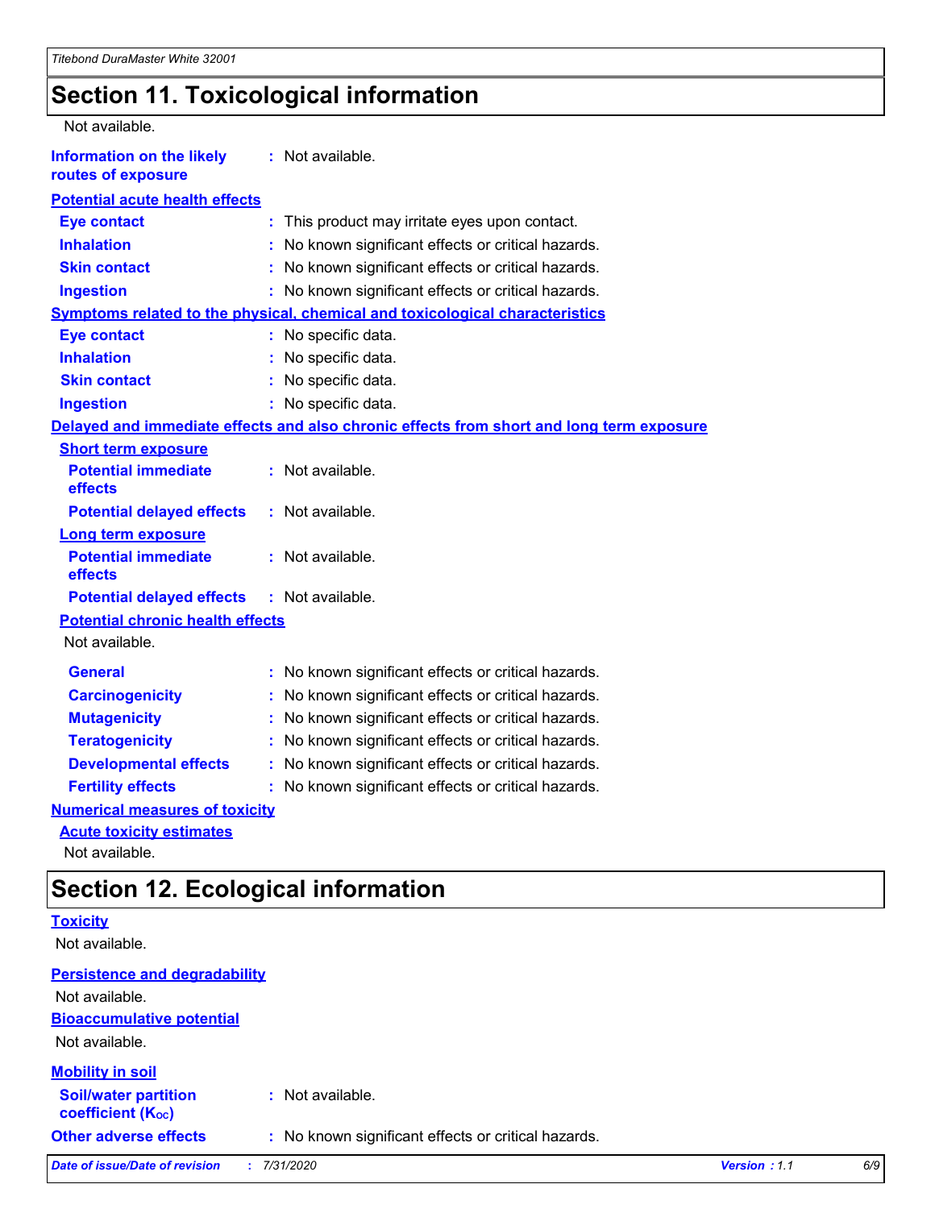# Section 11. Toxicological information

Not available.

**Information on the likely routes of exposure** : Not available.

**Potential acute health effects**

**Eye contact** : This product may irritate eyes upon contact.

**Inhalation** : No known significant effects or critical hazards.

**Skin contact** : No known significant effects or critical hazards.

**Ingestion** : No known significant effects or critical hazards.

**Symptoms related to the physical, chemical and toxicological characteristics**

**Eye contact** : No specific data.

**Inhalation** : No specific data.

**Skin contact** : No specific data.

**Ingestion** : No specific data.

**Delayed and immediate effects and also chronic effects from short and long term exposure**

**Short term exposure**

**Potential immediate effects** : Not available.

**Potential delayed effects** : Not available.

**Long term exposure**

**Potential immediate effects** : Not available.

**Potential delayed effects** : Not available.

**Potential chronic health effects**

Not available.

**General** : No known significant effects or critical hazards.

**Carcinogenicity** : No known significant effects or critical hazards.

**Mutagenicity** : No known significant effects or critical hazards.

**Teratogenicity** : No known significant effects or critical hazards.

**Developmental effects** : No known significant effects or critical hazards.

**Fertility effects** : No known significant effects or critical hazards.

**Numerical measures of toxicity**

**Acute toxicity estimates**

Not available.

# Section 12. Ecological information

**Toxicity**

Not available.

**Persistence and degradability**

Not available.

**Bioaccumulative potential**

Not available.

**Mobility in soil**

**Soil/water partition coefficient ($K_{OC}$)** : Not available.

**Other adverse effects** : No known significant effects or critical hazards.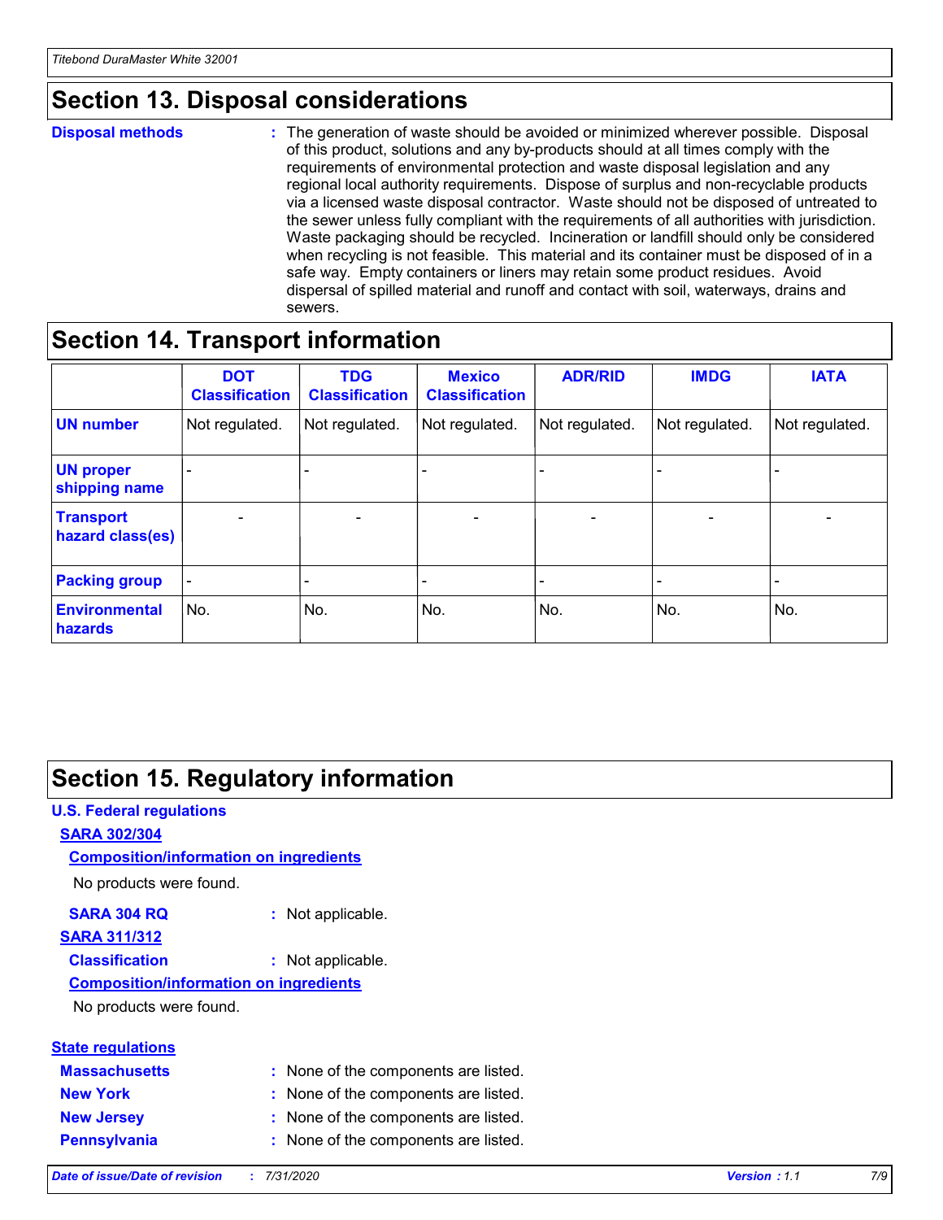## Section 13. Disposal considerations

**Disposal methods** : The generation of waste should be avoided or minimized wherever possible. Disposal of this product, solutions and any by-products should at all times comply with the requirements of environmental protection and waste disposal legislation and any regional local authority requirements. Dispose of surplus and non-recyclable products via a licensed waste disposal contractor. Waste should not be disposed of untreated to the sewer unless fully compliant with the requirements of all authorities with jurisdiction. Waste packaging should be recycled. Incineration or landfill should only be considered when recycling is not feasible. This material and its container must be disposed of in a safe way. Empty containers or liners may retain some product residues. Avoid dispersal of spilled material and runoff and contact with soil, waterways, drains and sewers.

## Section 14. Transport information

| | DOT Classification | TDG Classification | Mexico Classification | ADR/RID | IMDG | IATA |
|---|---|---|---|---|---|---|
| **UN number** | Not regulated. | Not regulated. | Not regulated. | Not regulated. | Not regulated. | Not regulated. |
| **UN proper shipping name** | - | - | - | - | - | - |
| **Transport hazard class(es)** | - | - | - | - | - | - |
| **Packing group** | - | - | - | - | - | - |
| **Environmental hazards** | No. | No. | No. | No. | No. | No. |

## Section 15. Regulatory information

**U.S. Federal regulations**

**SARA 302/304**

**Composition/information on ingredients**

No products were found.

**SARA 304 RQ** : Not applicable.

**SARA 311/312**

**Classification** : Not applicable.

**Composition/information on ingredients**

No products were found.

**State regulations**

**Massachusetts** : None of the components are listed.

**New York** : None of the components are listed.

**New Jersey** : None of the components are listed.

**Pennsylvania** : None of the components are listed.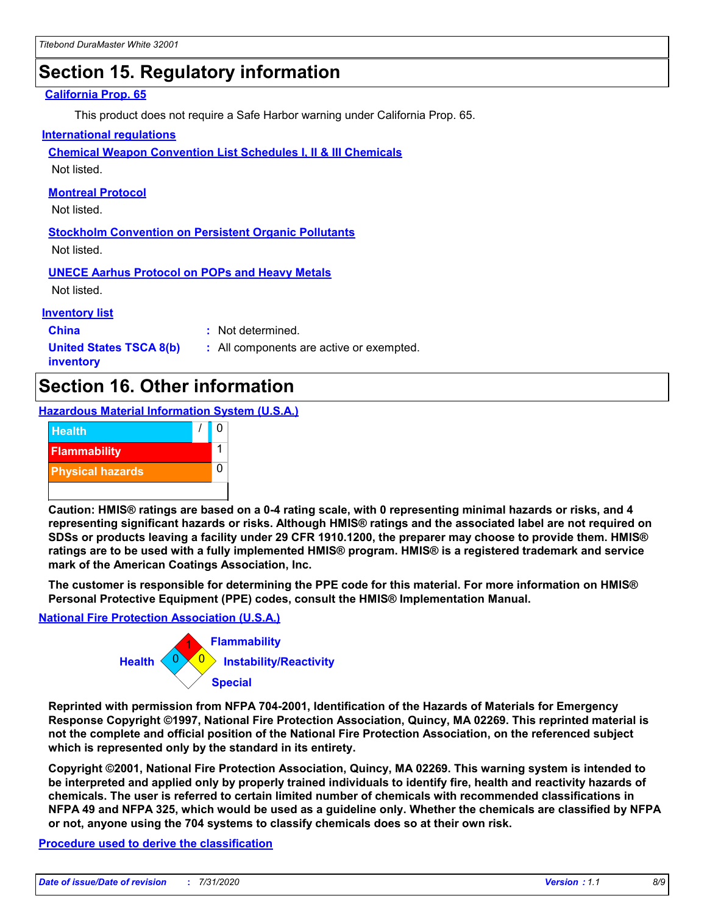# Section 15. Regulatory information

**California Prop. 65**

This product does not require a Safe Harbor warning under California Prop. 65.

**International regulations**

**Chemical Weapon Convention List Schedules I, II & III Chemicals**

Not listed.

**Montreal Protocol**

Not listed.

**Stockholm Convention on Persistent Organic Pollutants**

Not listed.

**UNECE Aarhus Protocol on POPs and Heavy Metals**

Not listed.

**Inventory list**

| | |
|---|---|
| **China** | : Not determined. |
| **United States TSCA 8(b) inventory** | : All components are active or exempted. |

# Section 16. Other information

**Hazardous Material Information System (U.S.A.)**

| | | |
|---|---|---|
| Health | / | 0 |
| Flammability | | 1 |
| Physical hazards | | 0 |

**Caution: HMIS® ratings are based on a 0-4 rating scale, with 0 representing minimal hazards or risks, and 4 representing significant hazards or risks. Although HMIS® ratings and the associated label are not required on SDSs or products leaving a facility under 29 CFR 1910.1200, the preparer may choose to provide them. HMIS® ratings are to be used with a fully implemented HMIS® program. HMIS® is a registered trademark and service mark of the American Coatings Association, Inc.**

**The customer is responsible for determining the PPE code for this material. For more information on HMIS® Personal Protective Equipment (PPE) codes, consult the HMIS® Implementation Manual.**

**National Fire Protection Association (U.S.A.)**

Flammability: 1
Health: 0
Instability/Reactivity: 0
Special

**Reprinted with permission from NFPA 704-2001, Identification of the Hazards of Materials for Emergency Response Copyright ©1997, National Fire Protection Association, Quincy, MA 02269. This reprinted material is not the complete and official position of the National Fire Protection Association, on the referenced subject which is represented only by the standard in its entirety.**

**Copyright ©2001, National Fire Protection Association, Quincy, MA 02269. This warning system is intended to be interpreted and applied only by properly trained individuals to identify fire, health and reactivity hazards of chemicals. The user is referred to certain limited number of chemicals with recommended classifications in NFPA 49 and NFPA 325, which would be used as a guideline only. Whether the chemicals are classified by NFPA or not, anyone using the 704 systems to classify chemicals does so at their own risk.**

**Procedure used to derive the classification**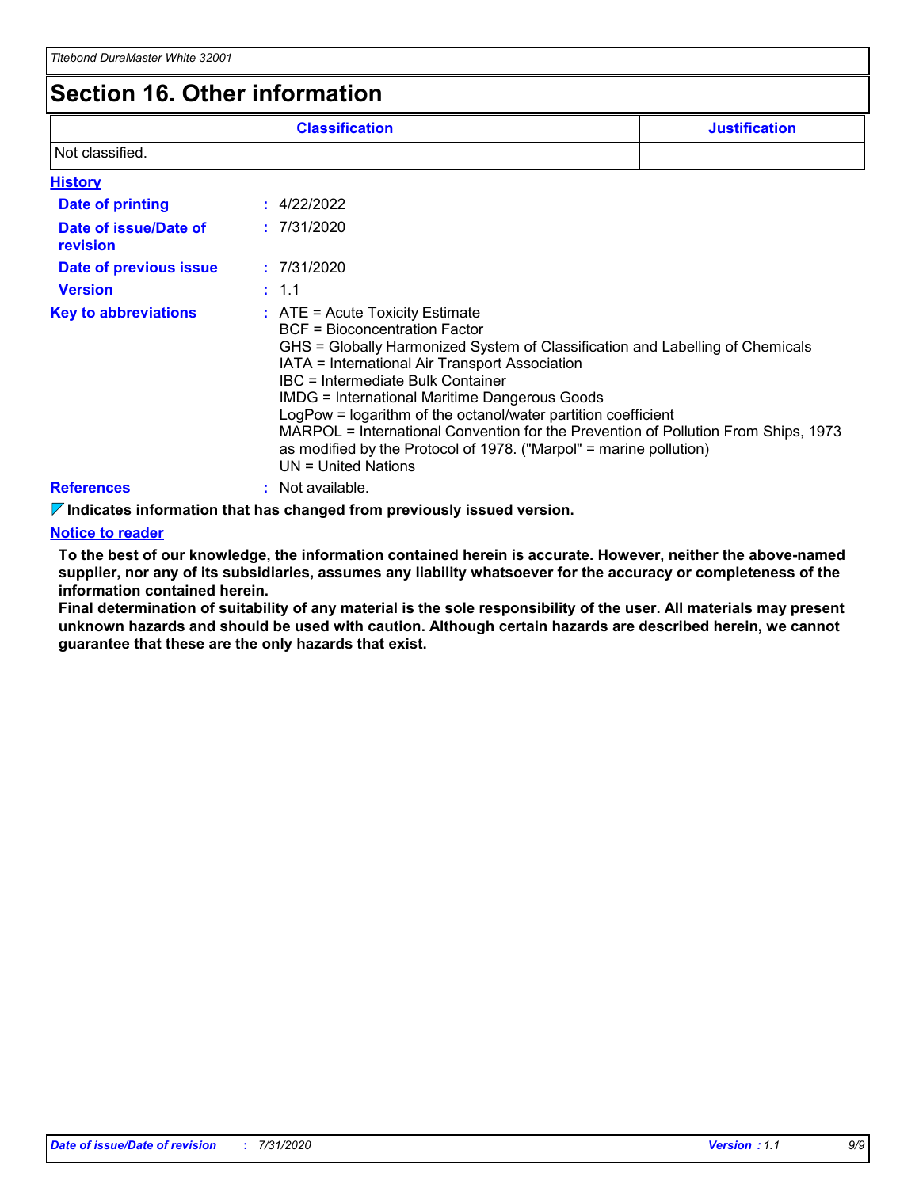# Section 16. Other information

| Classification | Justification |
|---|---|
| Not classified. | |

**History**

**Date of printing** : 4/22/2022

**Date of issue/Date of revision** : 7/31/2020

**Date of previous issue** : 7/31/2020

**Version** : 1.1

**Key to abbreviations** : ATE = Acute Toxicity Estimate
BCF = Bioconcentration Factor
GHS = Globally Harmonized System of Classification and Labelling of Chemicals
IATA = International Air Transport Association
IBC = Intermediate Bulk Container
IMDG = International Maritime Dangerous Goods
LogPow = logarithm of the octanol/water partition coefficient
MARPOL = International Convention for the Prevention of Pollution From Ships, 1973 as modified by the Protocol of 1978. ("Marpol" = marine pollution)
UN = United Nations

**References** : Not available.

**Indicates information that has changed from previously issued version.**

**Notice to reader**

**To the best of our knowledge, the information contained herein is accurate. However, neither the above-named supplier, nor any of its subsidiaries, assumes any liability whatsoever for the accuracy or completeness of the information contained herein.**

**Final determination of suitability of any material is the sole responsibility of the user. All materials may present unknown hazards and should be used with caution. Although certain hazards are described herein, we cannot guarantee that these are the only hazards that exist.**